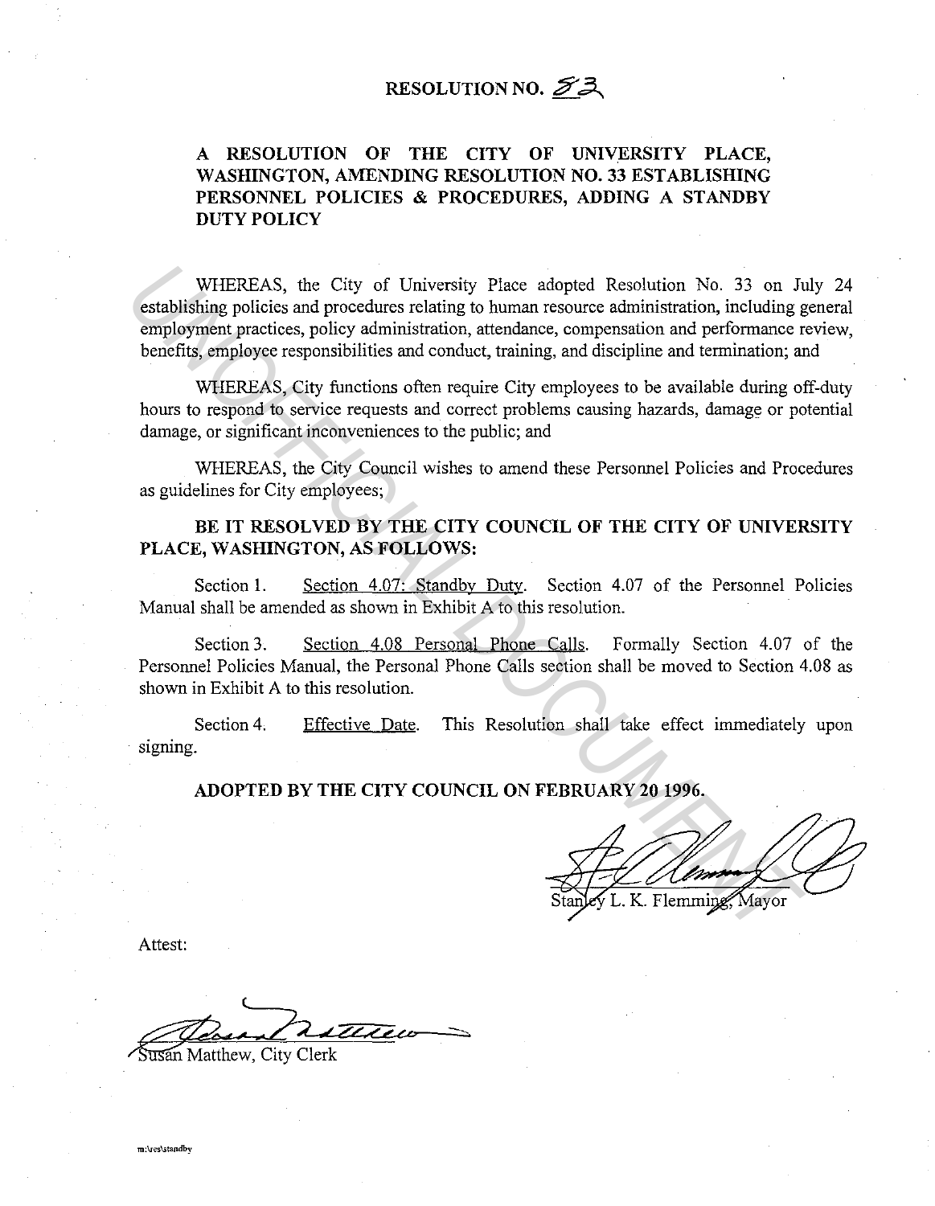# RESOLUTION NO. 83

## A RESOLUTION OF THE CITY OF UNIVERSITY PLACE, WASHINGTON, AMENDING RESOLUTION NO. 33 ESTABLISHING PERSONNEL POLICIES & PROCEDURES, ADDING A STANDBY DUTY POLICY

WHEREAS, the City of University Place adopted Resolution No. 33 on July 24 establishing policies and procedures relating to human resource administration, including general employment practices, policy administration, attendance, compensation and performance review, benefits, employee responsibilities and conduct, training, and discipline and termination; and

WHEREAS, City functions often require City employees to be available during off-duty hours to respond to service requests and correct problems causing hazards, damage or potential damage, or significant inconveniences to the public; and

WHEREAS, the City Council wishes to amend these Personnel Policies and Procedures as guidelines for City employees;

**BE IT RESOLVED BY THE CITY COUNCIL OF THE CITY OF UNIVERSITY PLACE, WASHINGTON, AS FOLLOWS:**

Section 1. Section 4.07: Standby Duty. Section 4.07 of the Personnel Policies Manual shall be amended as shown in Exhibit A to this resolution.

Section 3. Section 4.08 Personal Phone Calls. Formally Section 4.07 of the Personnel Policies Manual, the Personal Phone Calls section shall be moved to Section 4.08 as shown in Exhibit A to this resolution.

Section 4. Effective Date. This Resolution shall take effect immediately upon signing.

**ADOPTED BY THE CITY COUNCIL ON FEBRUARY 20 1996.**

Stanley L. K. Flemming, Mayor

Attest:

Susan Matthew, City Clerk

m:\res\standby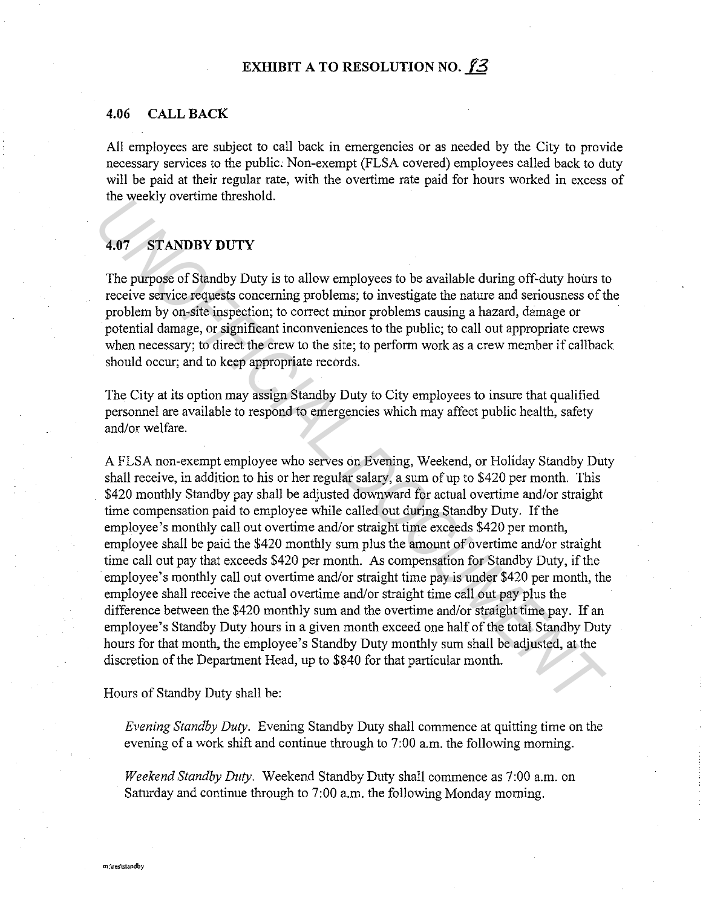# EXHIBIT A TO RESOLUTION NO. 93

## 4.06 CALL BACK

All employees are subject to call back in emergencies or as needed by the City to provide necessary services to the public. Non-exempt (FLSA covered) employees called back to duty will be paid at their regular rate, with the overtime rate paid for hours worked in excess of the weekly overtime threshold.

## 4.07 STANDBY DUTY

The purpose of Standby Duty is to allow employees to be available during off-duty hours to receive service requests concerning problems; to investigate the nature and seriousness of the problem by on-site inspection; to correct minor problems causing a hazard, damage or potential damage, or significant inconveniences to the public; to call out appropriate crews when necessary; to direct the crew to the site; to perform work as a crew member if callback should occur; and to keep appropriate records.

The City at its option may assign Standby Duty to City employees to insure that qualified personnel are available to respond to emergencies which may affect public health, safety and/or welfare.

A FLSA non-exempt employee who serves on Evening, Weekend, or Holiday Standby Duty shall receive, in addition to his or her regular salary, a sum of up to $420 per month. This $420 monthly Standby pay shall be adjusted downward for actual overtime and/or straight time compensation paid to employee while called out during Standby Duty. If the employee's monthly call out overtime and/or straight time exceeds $420 per month, employee shall be paid the $420 monthly sum plus the amount of overtime and/or straight time call out pay that exceeds $420 per month. As compensation for Standby Duty, if the employee's monthly call out overtime and/or straight time pay is under $420 per month, the employee shall receive the actual overtime and/or straight time call out pay plus the difference between the $420 monthly sum and the overtime and/or straight time pay. If an employee's Standby Duty hours in a given month exceed one half of the total Standby Duty hours for that month, the employee's Standby Duty monthly sum shall be adjusted, at the discretion of the Department Head, up to $840 for that particular month.

Hours of Standby Duty shall be:

*Evening Standby Duty.* Evening Standby Duty shall commence at quitting time on the evening of a work shift and continue through to 7:00 a.m. the following morning.

*Weekend Standby Duty.* Weekend Standby Duty shall commence as 7:00 a.m. on Saturday and continue through to 7:00 a.m. the following Monday morning.

m:\res\standby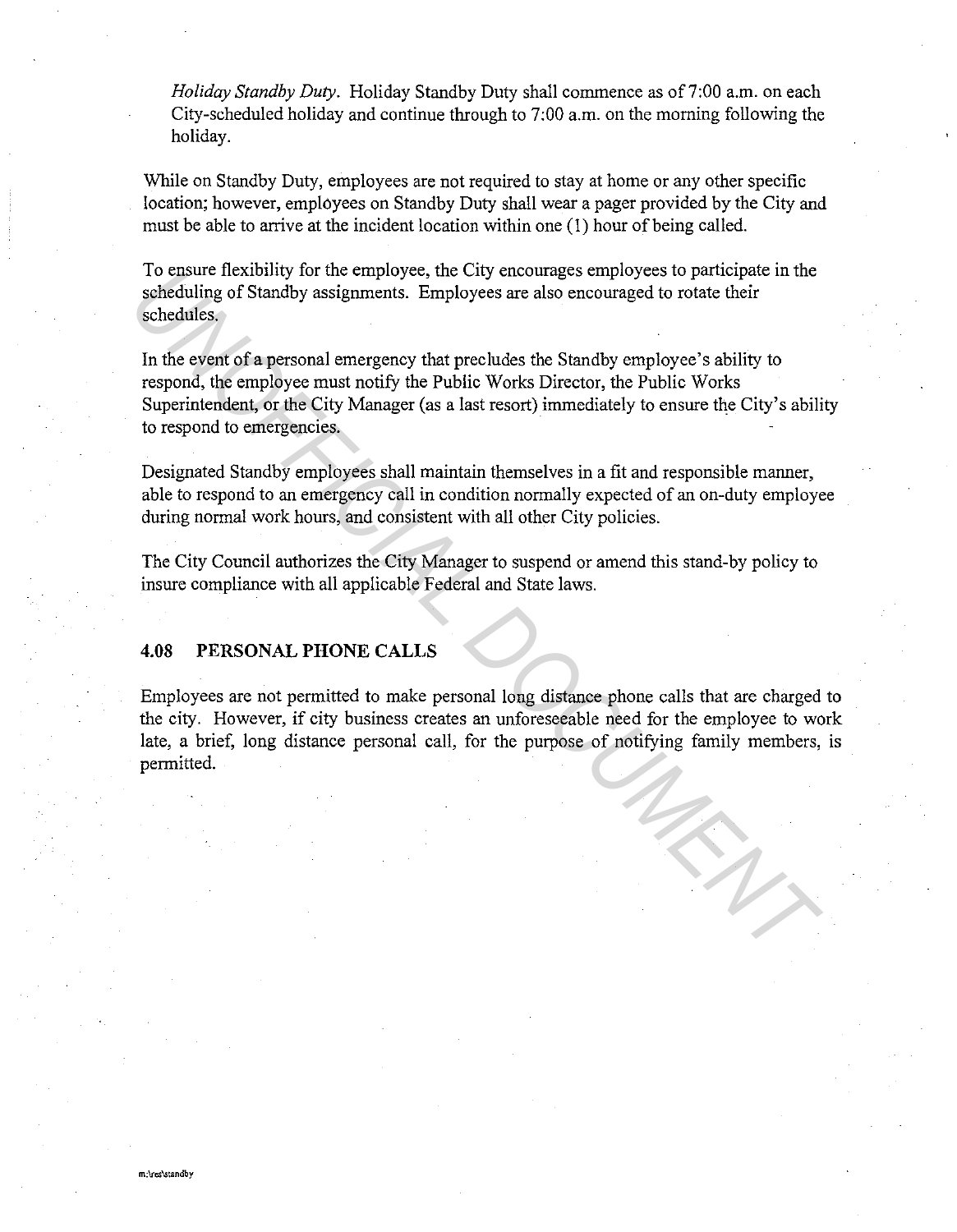*Holiday Standby Duty.* Holiday Standby Duty shall commence as of 7:00 a.m. on each City-scheduled holiday and continue through to 7:00 a.m. on the morning following the holiday.

While on Standby Duty, employees are not required to stay at home or any other specific location; however, employees on Standby Duty shall wear a pager provided by the City and must be able to arrive at the incident location within one (1) hour of being called.

To ensure flexibility for the employee, the City encourages employees to participate in the scheduling of Standby assignments. Employees are also encouraged to rotate their schedules.

In the event of a personal emergency that precludes the Standby employee's ability to respond, the employee must notify the Public Works Director, the Public Works Superintendent, or the City Manager (as a last resort) immediately to ensure the City's ability to respond to emergencies.

Designated Standby employees shall maintain themselves in a fit and responsible manner, able to respond to an emergency call in condition normally expected of an on-duty employee during normal work hours, and consistent with all other City policies.

The City Council authorizes the City Manager to suspend or amend this stand-by policy to insure compliance with all applicable Federal and State laws.

### 4.08 PERSONAL PHONE CALLS

Employees are not permitted to make personal long distance phone calls that are charged to the city. However, if city business creates an unforeseeable need for the employee to work late, a brief, long distance personal call, for the purpose of notifying family members, is permitted.

m:\res\standby